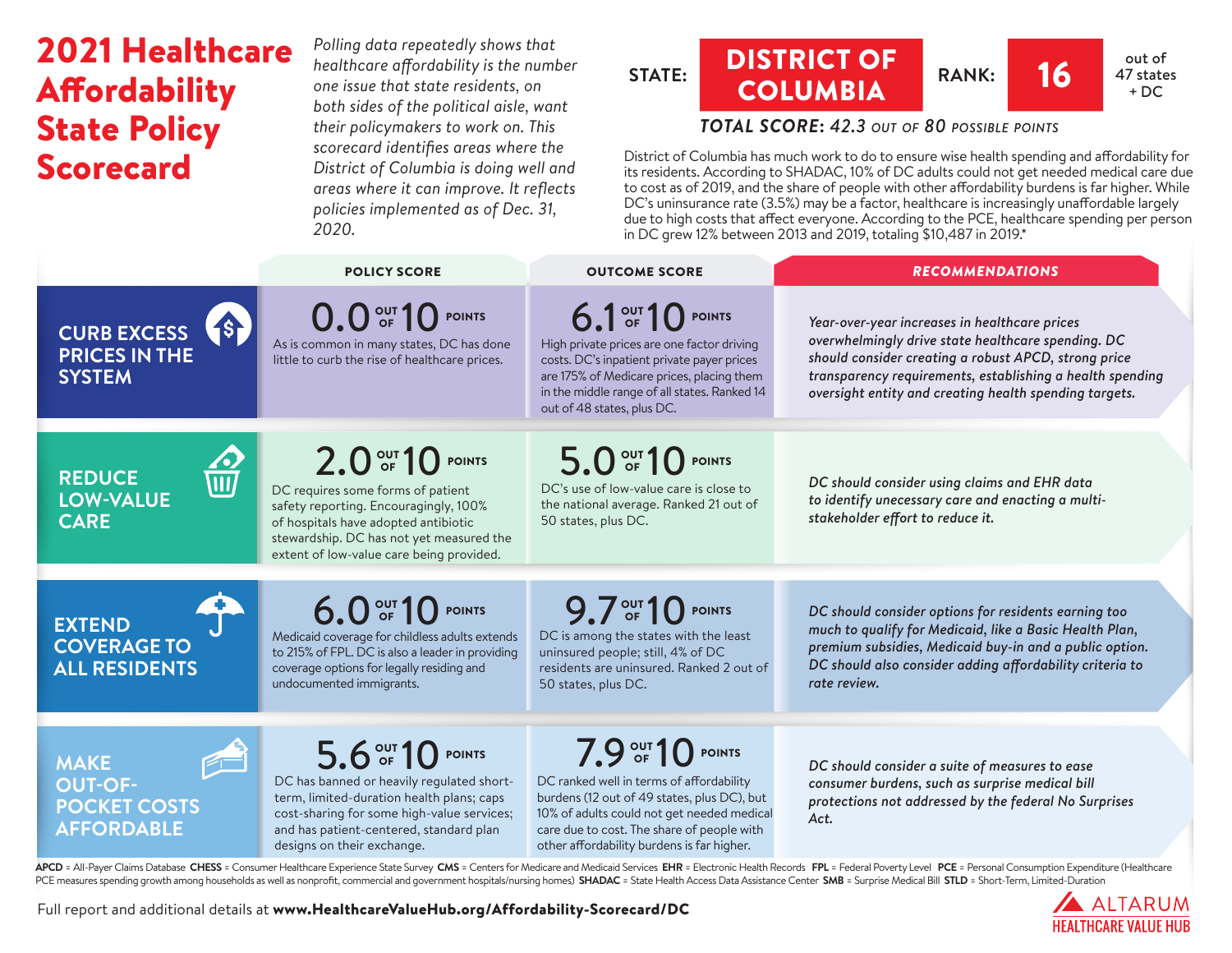# 2021 Healthcare Affordability State Policy Scorecard

*Polling data repeatedly shows that healthcare affordability is the number one issue that state residents, on both sides of the political aisle, want their policymakers to work on. This scorecard identifies areas where the District of Columbia is doing well and areas where it can improve. It reflects policies implemented as of Dec. 31, 2020.*

**STATE: DISTRICT OF COLUMBIA** | **RANK: 16** out of 47 states + DC

***TOTAL SCORE:* 42.3 *OUT OF* 80 *POSSIBLE POINTS***

District of Columbia has much work to do to ensure wise health spending and affordability for its residents. According to SHADAC, 10% of DC adults could not get needed medical care due to cost as of 2019, and the share of people with other affordability burdens is far higher. While DC's uninsurance rate (3.5%) may be a factor, healthcare is increasingly unaffordable largely due to high costs that affect everyone. According to the PCE, healthcare spending per person in DC grew 12% between 2013 and 2019, totaling $10,487 in 2019.*

| | POLICY SCORE | OUTCOME SCORE | RECOMMENDATIONS |
|---|---|---|---|
| **CURB EXCESS PRICES IN THE SYSTEM** | **0.0 OUT OF 10 POINTS** As is common in many states, DC has done little to curb the rise of healthcare prices. | **6.1 OUT OF 10 POINTS** High private prices are one factor driving costs. DC's inpatient private payer prices are 175% of Medicare prices, placing them in the middle range of all states. Ranked 14 out of 48 states, plus DC. | *Year-over-year increases in healthcare prices overwhelmingly drive state healthcare spending. DC should consider creating a robust APCD, strong price transparency requirements, establishing a health spending oversight entity and creating health spending targets.* |
| **REDUCE LOW-VALUE CARE** | **2.0 OUT OF 10 POINTS** DC requires some forms of patient safety reporting. Encouragingly, 100% of hospitals have adopted antibiotic stewardship. DC has not yet measured the extent of low-value care being provided. | **5.0 OUT OF 10 POINTS** DC's use of low-value care is close to the national average. Ranked 21 out of 50 states, plus DC. | *DC should consider using claims and EHR data to identify unecessary care and enacting a multi-stakeholder effort to reduce it.* |
| **EXTEND COVERAGE TO ALL RESIDENTS** | **6.0 OUT OF 10 POINTS** Medicaid coverage for childless adults extends to 215% of FPL. DC is also a leader in providing coverage options for legally residing and undocumented immigrants. | **9.7 OUT OF 10 POINTS** DC is among the states with the least uninsured people; still, 4% of DC residents are uninsured. Ranked 2 out of 50 states, plus DC. | *DC should consider options for residents earning too much to qualify for Medicaid, like a Basic Health Plan, premium subsidies, Medicaid buy-in and a public option. DC should also consider adding affordability criteria to rate review.* |
| **MAKE OUT-OF-POCKET COSTS AFFORDABLE** | **5.6 OUT OF 10 POINTS** DC has banned or heavily regulated short-term, limited-duration health plans; caps cost-sharing for some high-value services; and has patient-centered, standard plan designs on their exchange. | **7.9 OUT OF 10 POINTS** DC ranked well in terms of affordability burdens (12 out of 49 states, plus DC), but 10% of adults could not get needed medical care due to cost. The share of people with other affordability burdens is far higher. | *DC should consider a suite of measures to ease consumer burdens, such as surprise medical bill protections not addressed by the federal No Surprises Act.* |

**APCD** = All-Payer Claims Database **CHESS** = Consumer Healthcare Experience State Survey **CMS** = Centers for Medicare and Medicaid Services **EHR** = Electronic Health Records **FPL** = Federal Poverty Level **PCE** = Personal Consumption Expenditure (Healthcare PCE measures spending growth among households as well as nonprofit, commercial and government hospitals/nursing homes) **SHADAC** = State Health Access Data Assistance Center **SMB** = Surprise Medical Bill **STLD** = Short-Term, Limited-Duration

Full report and additional details at **www.HealthcareValueHub.org/Affordability-Scorecard/DC**

ALTARUM HEALTHCARE VALUE HUB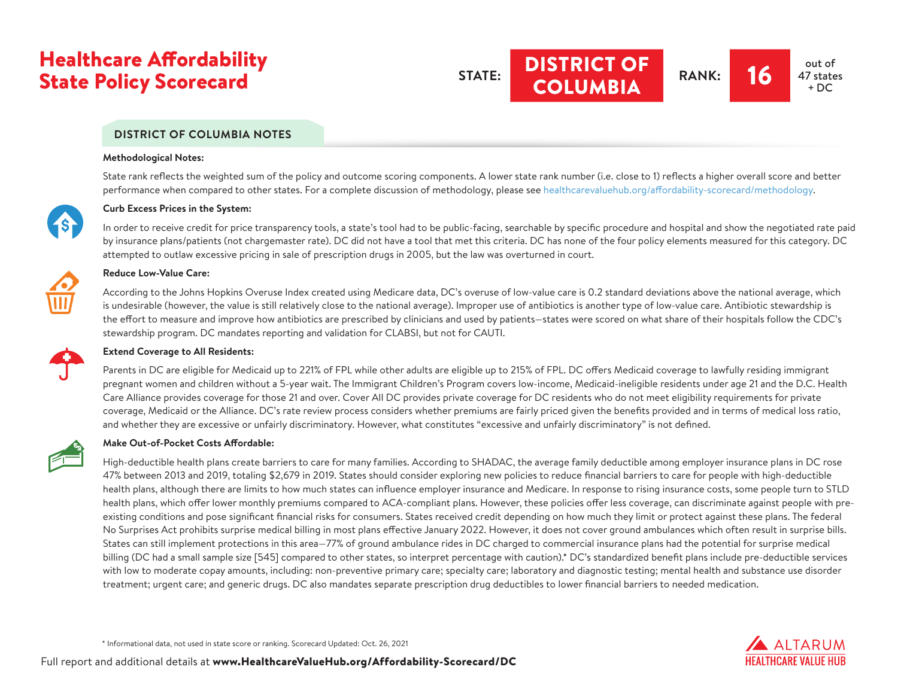# Healthcare Affordability State Policy Scorecard

**STATE:** DISTRICT OF COLUMBIA **RANK:** 16 out of 47 states + DC

## DISTRICT OF COLUMBIA NOTES

**Methodological Notes:**

State rank reflects the weighted sum of the policy and outcome scoring components. A lower state rank number (i.e. close to 1) reflects a higher overall score and better performance when compared to other states. For a complete discussion of methodology, please see healthcarevaluehub.org/affordability-scorecard/methodology.

**Curb Excess Prices in the System:**

In order to receive credit for price transparency tools, a state's tool had to be public-facing, searchable by specific procedure and hospital and show the negotiated rate paid by insurance plans/patients (not chargemaster rate). DC did not have a tool that met this criteria. DC has none of the four policy elements measured for this category. DC attempted to outlaw excessive pricing in sale of prescription drugs in 2005, but the law was overturned in court.

**Reduce Low-Value Care:**

According to the Johns Hopkins Overuse Index created using Medicare data, DC's overuse of low-value care is 0.2 standard deviations above the national average, which is undesirable (however, the value is still relatively close to the national average). Improper use of antibiotics is another type of low-value care. Antibiotic stewardship is the effort to measure and improve how antibiotics are prescribed by clinicians and used by patients—states were scored on what share of their hospitals follow the CDC's stewardship program. DC mandates reporting and validation for CLABSI, but not for CAUTI.

**Extend Coverage to All Residents:**

Parents in DC are eligible for Medicaid up to 221% of FPL while other adults are eligible up to 215% of FPL. DC offers Medicaid coverage to lawfully residing immigrant pregnant women and children without a 5-year wait. The Immigrant Children's Program covers low-income, Medicaid-ineligible residents under age 21 and the D.C. Health Care Alliance provides coverage for those 21 and over. Cover All DC provides private coverage for DC residents who do not meet eligibility requirements for private coverage, Medicaid or the Alliance. DC's rate review process considers whether premiums are fairly priced given the benefits provided and in terms of medical loss ratio, and whether they are excessive or unfairly discriminatory. However, what constitutes "excessive and unfairly discriminatory" is not defined.

**Make Out-of-Pocket Costs Affordable:**

High-deductible health plans create barriers to care for many families. According to SHADAC, the average family deductible among employer insurance plans in DC rose 47% between 2013 and 2019, totaling $2,679 in 2019. States should consider exploring new policies to reduce financial barriers to care for people with high-deductible health plans, although there are limits to how much states can influence employer insurance and Medicare. In response to rising insurance costs, some people turn to STLD health plans, which offer lower monthly premiums compared to ACA-compliant plans. However, these policies offer less coverage, can discriminate against people with pre-existing conditions and pose significant financial risks for consumers. States received credit depending on how much they limit or protect against these plans. The federal No Surprises Act prohibits surprise medical billing in most plans effective January 2022. However, it does not cover ground ambulances which often result in surprise bills. States can still implement protections in this area—77% of ground ambulance rides in DC charged to commercial insurance plans had the potential for surprise medical billing (DC had a small sample size [545] compared to other states, so interpret percentage with caution).* DC's standardized benefit plans include pre-deductible services with low to moderate copay amounts, including: non-preventive primary care; specialty care; laboratory and diagnostic testing; mental health and substance use disorder treatment; urgent care; and generic drugs. DC also mandates separate prescription drug deductibles to lower financial barriers to needed medication.

\* Informational data, not used in state score or ranking. Scorecard Updated: Oct. 26, 2021

Full report and additional details at **www.HealthcareValueHub.org/Affordability-Scorecard/DC**

ALTARUM HEALTHCARE VALUE HUB